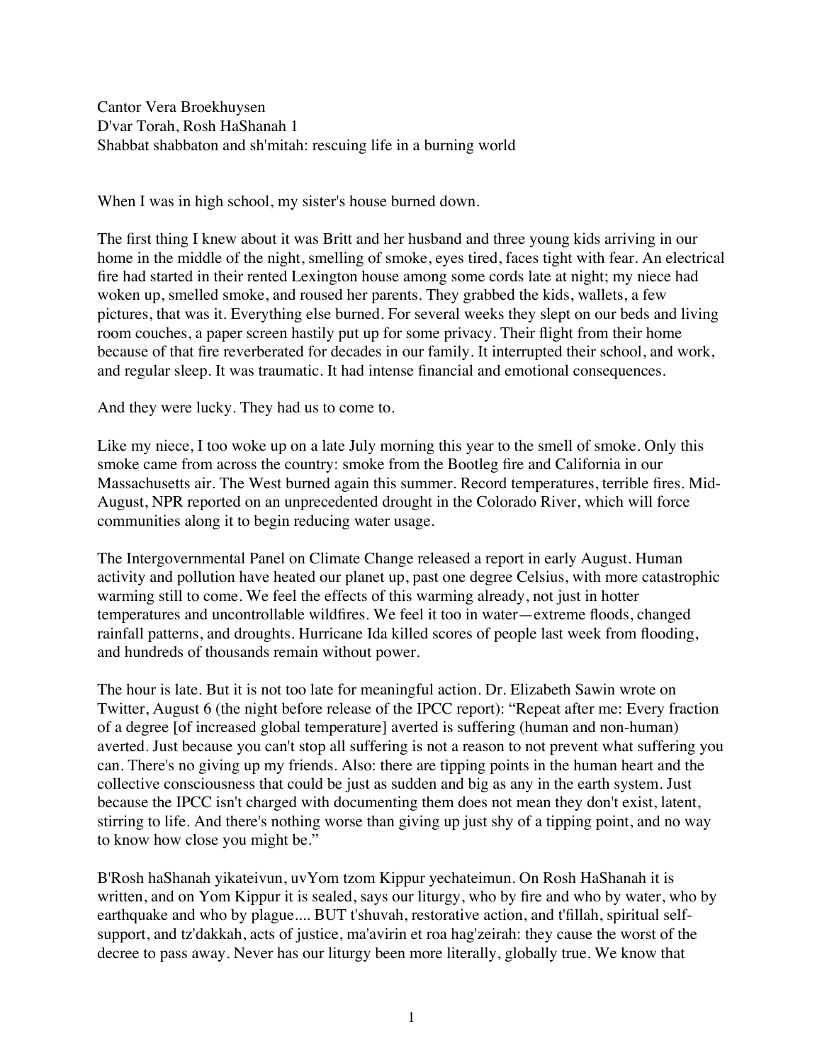Cantor Vera Broekhuysen
D'var Torah, Rosh HaShanah 1
Shabbat shabbaton and sh'mitah: rescuing life in a burning world

When I was in high school, my sister's house burned down.

The first thing I knew about it was Britt and her husband and three young kids arriving in our home in the middle of the night, smelling of smoke, eyes tired, faces tight with fear. An electrical fire had started in their rented Lexington house among some cords late at night; my niece had woken up, smelled smoke, and roused her parents. They grabbed the kids, wallets, a few pictures, that was it. Everything else burned. For several weeks they slept on our beds and living room couches, a paper screen hastily put up for some privacy. Their flight from their home because of that fire reverberated for decades in our family. It interrupted their school, and work, and regular sleep. It was traumatic. It had intense financial and emotional consequences.

And they were lucky. They had us to come to.

Like my niece, I too woke up on a late July morning this year to the smell of smoke. Only this smoke came from across the country: smoke from the Bootleg fire and California in our Massachusetts air. The West burned again this summer. Record temperatures, terrible fires. Mid-August, NPR reported on an unprecedented drought in the Colorado River, which will force communities along it to begin reducing water usage.

The Intergovernmental Panel on Climate Change released a report in early August. Human activity and pollution have heated our planet up, past one degree Celsius, with more catastrophic warming still to come. We feel the effects of this warming already, not just in hotter temperatures and uncontrollable wildfires. We feel it too in water—extreme floods, changed rainfall patterns, and droughts. Hurricane Ida killed scores of people last week from flooding, and hundreds of thousands remain without power.

The hour is late. But it is not too late for meaningful action. Dr. Elizabeth Sawin wrote on Twitter, August 6 (the night before release of the IPCC report): "Repeat after me: Every fraction of a degree [of increased global temperature] averted is suffering (human and non-human) averted. Just because you can't stop all suffering is not a reason to not prevent what suffering you can. There's no giving up my friends. Also: there are tipping points in the human heart and the collective consciousness that could be just as sudden and big as any in the earth system. Just because the IPCC isn't charged with documenting them does not mean they don't exist, latent, stirring to life. And there's nothing worse than giving up just shy of a tipping point, and no way to know how close you might be."

B'Rosh haShanah yikateivun, uvYom tzom Kippur yechateimun. On Rosh HaShanah it is written, and on Yom Kippur it is sealed, says our liturgy, who by fire and who by water, who by earthquake and who by plague.... BUT t'shuvah, restorative action, and t'fillah, spiritual self-support, and tz'dakkah, acts of justice, ma'avirin et roa hag'zeirah: they cause the worst of the decree to pass away. Never has our liturgy been more literally, globally true. We know that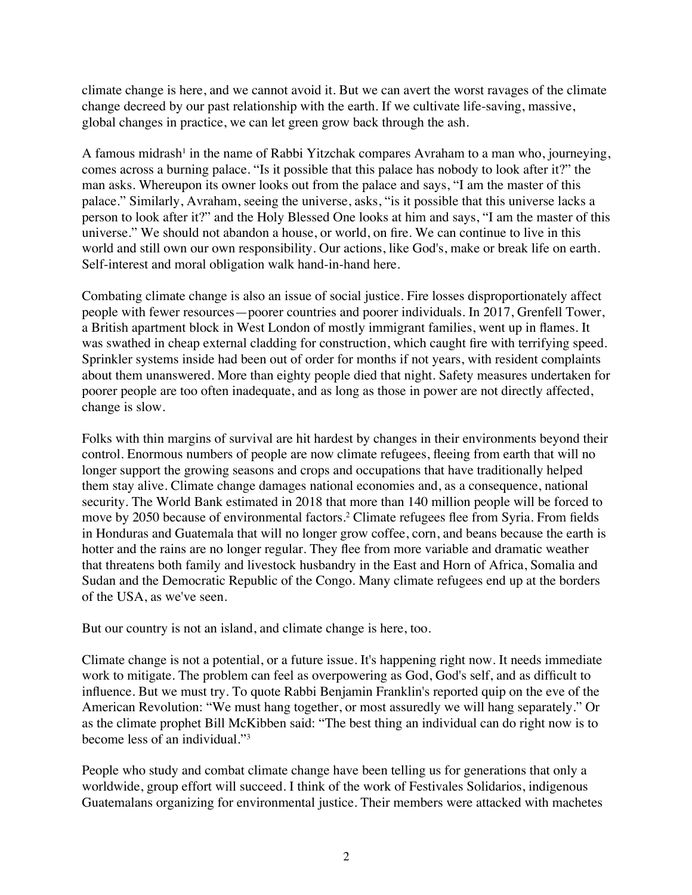climate change is here, and we cannot avoid it. But we can avert the worst ravages of the climate change decreed by our past relationship with the earth. If we cultivate life-saving, massive, global changes in practice, we can let green grow back through the ash.

A famous midrash[1] in the name of Rabbi Yitzchak compares Avraham to a man who, journeying, comes across a burning palace. "Is it possible that this palace has nobody to look after it?" the man asks. Whereupon its owner looks out from the palace and says, "I am the master of this palace." Similarly, Avraham, seeing the universe, asks, "is it possible that this universe lacks a person to look after it?" and the Holy Blessed One looks at him and says, "I am the master of this universe." We should not abandon a house, or world, on fire. We can continue to live in this world and still own our own responsibility. Our actions, like God's, make or break life on earth. Self-interest and moral obligation walk hand-in-hand here.

Combating climate change is also an issue of social justice. Fire losses disproportionately affect people with fewer resources—poorer countries and poorer individuals. In 2017, Grenfell Tower, a British apartment block in West London of mostly immigrant families, went up in flames. It was swathed in cheap external cladding for construction, which caught fire with terrifying speed. Sprinkler systems inside had been out of order for months if not years, with resident complaints about them unanswered. More than eighty people died that night. Safety measures undertaken for poorer people are too often inadequate, and as long as those in power are not directly affected, change is slow.

Folks with thin margins of survival are hit hardest by changes in their environments beyond their control. Enormous numbers of people are now climate refugees, fleeing from earth that will no longer support the growing seasons and crops and occupations that have traditionally helped them stay alive. Climate change damages national economies and, as a consequence, national security. The World Bank estimated in 2018 that more than 140 million people will be forced to move by 2050 because of environmental factors.[2] Climate refugees flee from Syria. From fields in Honduras and Guatemala that will no longer grow coffee, corn, and beans because the earth is hotter and the rains are no longer regular. They flee from more variable and dramatic weather that threatens both family and livestock husbandry in the East and Horn of Africa, Somalia and Sudan and the Democratic Republic of the Congo. Many climate refugees end up at the borders of the USA, as we've seen.

But our country is not an island, and climate change is here, too.

Climate change is not a potential, or a future issue. It's happening right now. It needs immediate work to mitigate. The problem can feel as overpowering as God, God's self, and as difficult to influence. But we must try. To quote Rabbi Benjamin Franklin's reported quip on the eve of the American Revolution: "We must hang together, or most assuredly we will hang separately." Or as the climate prophet Bill McKibben said: "The best thing an individual can do right now is to become less of an individual."[3]

People who study and combat climate change have been telling us for generations that only a worldwide, group effort will succeed. I think of the work of Festivales Solidarios, indigenous Guatemalans organizing for environmental justice. Their members were attacked with machetes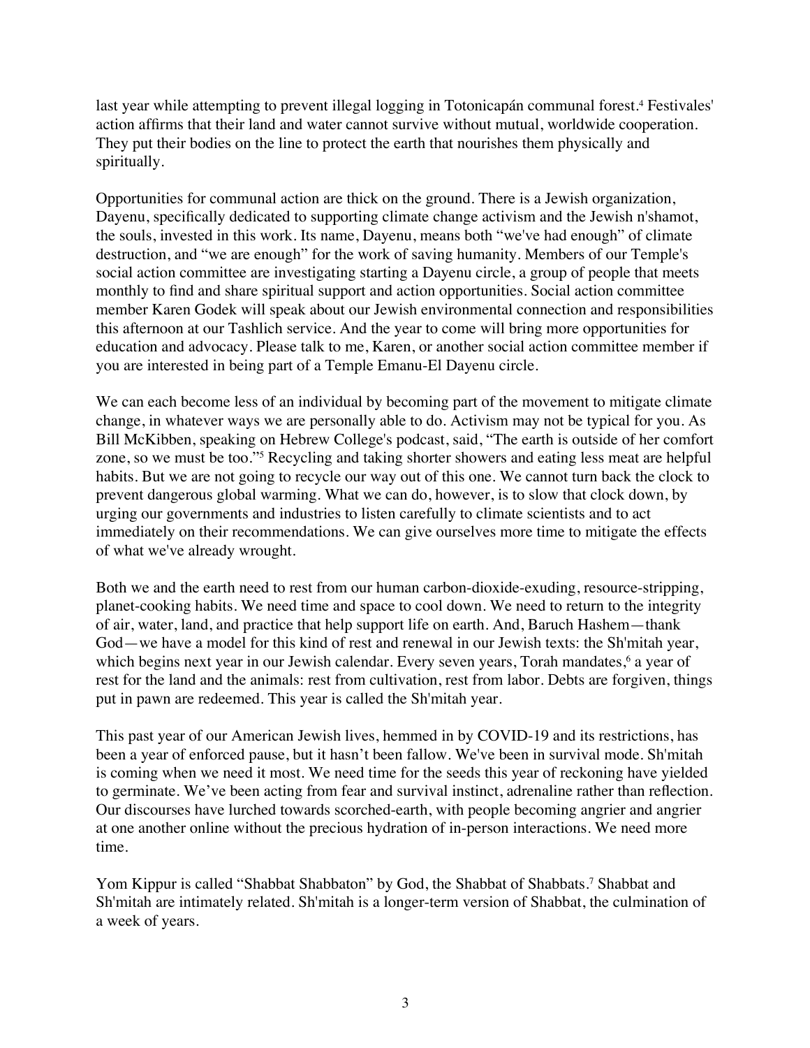last year while attempting to prevent illegal logging in Totonicapán communal forest.[4] Festivales' action affirms that their land and water cannot survive without mutual, worldwide cooperation. They put their bodies on the line to protect the earth that nourishes them physically and spiritually.

Opportunities for communal action are thick on the ground. There is a Jewish organization, Dayenu, specifically dedicated to supporting climate change activism and the Jewish n'shamot, the souls, invested in this work. Its name, Dayenu, means both "we've had enough" of climate destruction, and "we are enough" for the work of saving humanity. Members of our Temple's social action committee are investigating starting a Dayenu circle, a group of people that meets monthly to find and share spiritual support and action opportunities. Social action committee member Karen Godek will speak about our Jewish environmental connection and responsibilities this afternoon at our Tashlich service. And the year to come will bring more opportunities for education and advocacy. Please talk to me, Karen, or another social action committee member if you are interested in being part of a Temple Emanu-El Dayenu circle.

We can each become less of an individual by becoming part of the movement to mitigate climate change, in whatever ways we are personally able to do. Activism may not be typical for you. As Bill McKibben, speaking on Hebrew College's podcast, said, "The earth is outside of her comfort zone, so we must be too."[5] Recycling and taking shorter showers and eating less meat are helpful habits. But we are not going to recycle our way out of this one. We cannot turn back the clock to prevent dangerous global warming. What we can do, however, is to slow that clock down, by urging our governments and industries to listen carefully to climate scientists and to act immediately on their recommendations. We can give ourselves more time to mitigate the effects of what we've already wrought.

Both we and the earth need to rest from our human carbon-dioxide-exuding, resource-stripping, planet-cooking habits. We need time and space to cool down. We need to return to the integrity of air, water, land, and practice that help support life on earth. And, Baruch Hashem—thank God—we have a model for this kind of rest and renewal in our Jewish texts: the Sh'mitah year, which begins next year in our Jewish calendar. Every seven years, Torah mandates,[6] a year of rest for the land and the animals: rest from cultivation, rest from labor. Debts are forgiven, things put in pawn are redeemed. This year is called the Sh'mitah year.

This past year of our American Jewish lives, hemmed in by COVID-19 and its restrictions, has been a year of enforced pause, but it hasn't been fallow. We've been in survival mode. Sh'mitah is coming when we need it most. We need time for the seeds this year of reckoning have yielded to germinate. We've been acting from fear and survival instinct, adrenaline rather than reflection. Our discourses have lurched towards scorched-earth, with people becoming angrier and angrier at one another online without the precious hydration of in-person interactions. We need more time.

Yom Kippur is called "Shabbat Shabbaton" by God, the Shabbat of Shabbats.[7] Shabbat and Sh'mitah are intimately related. Sh'mitah is a longer-term version of Shabbat, the culmination of a week of years.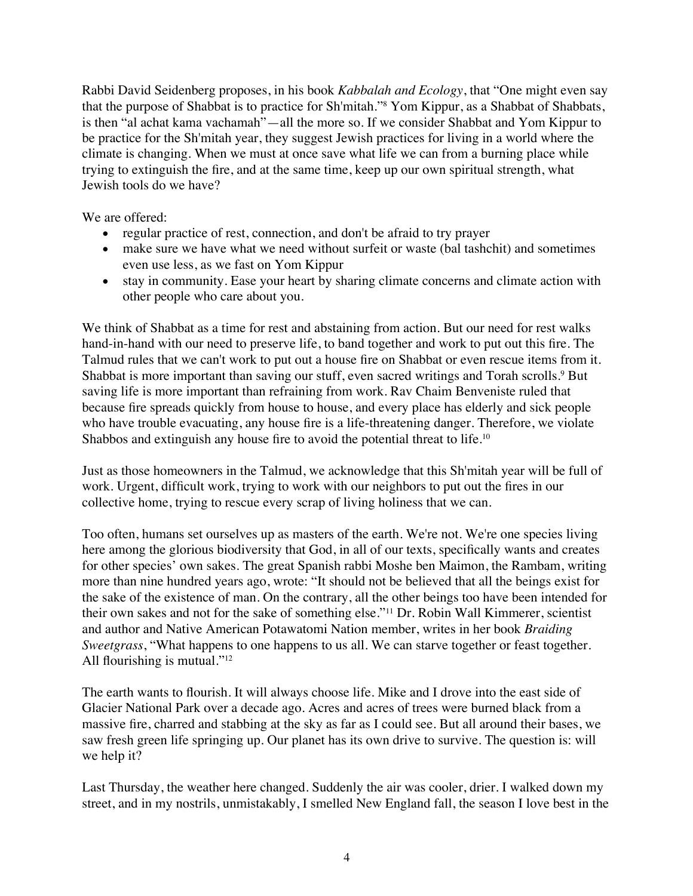Rabbi David Seidenberg proposes, in his book *Kabbalah and Ecology*, that "One might even say that the purpose of Shabbat is to practice for Sh'mitah."[8] Yom Kippur, as a Shabbat of Shabbats, is then "al achat kama vachamah"—all the more so. If we consider Shabbat and Yom Kippur to be practice for the Sh'mitah year, they suggest Jewish practices for living in a world where the climate is changing. When we must at once save what life we can from a burning place while trying to extinguish the fire, and at the same time, keep up our own spiritual strength, what Jewish tools do we have?

We are offered:

- regular practice of rest, connection, and don't be afraid to try prayer
- make sure we have what we need without surfeit or waste (bal tashchit) and sometimes even use less, as we fast on Yom Kippur
- stay in community. Ease your heart by sharing climate concerns and climate action with other people who care about you.

We think of Shabbat as a time for rest and abstaining from action. But our need for rest walks hand-in-hand with our need to preserve life, to band together and work to put out this fire. The Talmud rules that we can't work to put out a house fire on Shabbat or even rescue items from it. Shabbat is more important than saving our stuff, even sacred writings and Torah scrolls.[9] But saving life is more important than refraining from work. Rav Chaim Benveniste ruled that because fire spreads quickly from house to house, and every place has elderly and sick people who have trouble evacuating, any house fire is a life-threatening danger. Therefore, we violate Shabbos and extinguish any house fire to avoid the potential threat to life.[10]

Just as those homeowners in the Talmud, we acknowledge that this Sh'mitah year will be full of work. Urgent, difficult work, trying to work with our neighbors to put out the fires in our collective home, trying to rescue every scrap of living holiness that we can.

Too often, humans set ourselves up as masters of the earth. We're not. We're one species living here among the glorious biodiversity that God, in all of our texts, specifically wants and creates for other species' own sakes. The great Spanish rabbi Moshe ben Maimon, the Rambam, writing more than nine hundred years ago, wrote: "It should not be believed that all the beings exist for the sake of the existence of man. On the contrary, all the other beings too have been intended for their own sakes and not for the sake of something else."[11] Dr. Robin Wall Kimmerer, scientist and author and Native American Potawatomi Nation member, writes in her book *Braiding Sweetgrass*, "What happens to one happens to us all. We can starve together or feast together. All flourishing is mutual."[12]

The earth wants to flourish. It will always choose life. Mike and I drove into the east side of Glacier National Park over a decade ago. Acres and acres of trees were burned black from a massive fire, charred and stabbing at the sky as far as I could see. But all around their bases, we saw fresh green life springing up. Our planet has its own drive to survive. The question is: will we help it?

Last Thursday, the weather here changed. Suddenly the air was cooler, drier. I walked down my street, and in my nostrils, unmistakably, I smelled New England fall, the season I love best in the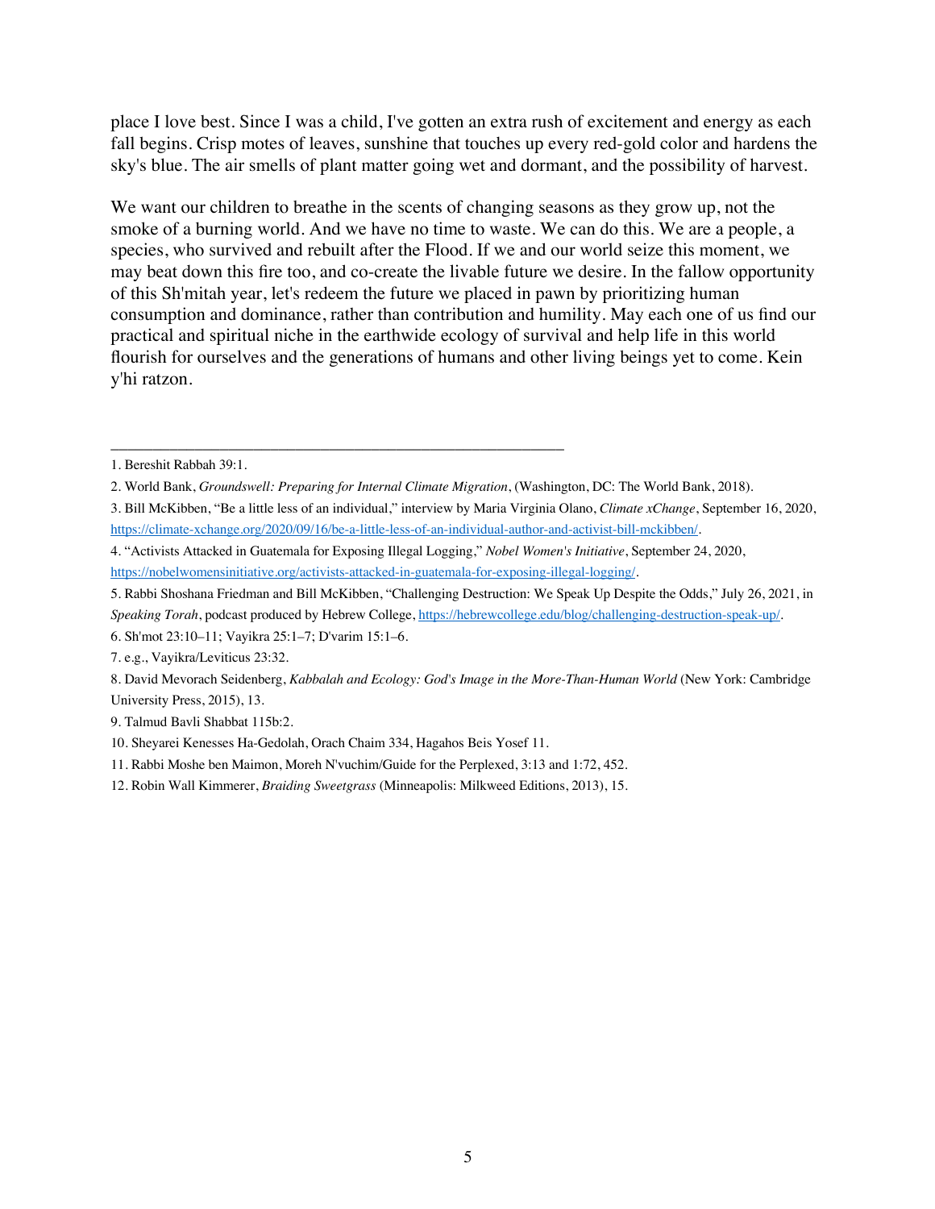place I love best. Since I was a child, I've gotten an extra rush of excitement and energy as each fall begins. Crisp motes of leaves, sunshine that touches up every red-gold color and hardens the sky's blue. The air smells of plant matter going wet and dormant, and the possibility of harvest.

We want our children to breathe in the scents of changing seasons as they grow up, not the smoke of a burning world. And we have no time to waste. We can do this. We are a people, a species, who survived and rebuilt after the Flood. If we and our world seize this moment, we may beat down this fire too, and co-create the livable future we desire. In the fallow opportunity of this Sh'mitah year, let's redeem the future we placed in pawn by prioritizing human consumption and dominance, rather than contribution and humility. May each one of us find our practical and spiritual niche in the earthwide ecology of survival and help life in this world flourish for ourselves and the generations of humans and other living beings yet to come. Kein y'hi ratzon.

---

1. Bereshit Rabbah 39:1.
2. World Bank, *Groundswell: Preparing for Internal Climate Migration*, (Washington, DC: The World Bank, 2018).
3. Bill McKibben, "Be a little less of an individual," interview by Maria Virginia Olano, *Climate xChange*, September 16, 2020, https://climate-xchange.org/2020/09/16/be-a-little-less-of-an-individual-author-and-activist-bill-mckibben/.
4. "Activists Attacked in Guatemala for Exposing Illegal Logging," *Nobel Women's Initiative*, September 24, 2020, https://nobelwomensinitiative.org/activists-attacked-in-guatemala-for-exposing-illegal-logging/.
5. Rabbi Shoshana Friedman and Bill McKibben, "Challenging Destruction: We Speak Up Despite the Odds," July 26, 2021, in *Speaking Torah*, podcast produced by Hebrew College, https://hebrewcollege.edu/blog/challenging-destruction-speak-up/.
6. Sh'mot 23:10–11; Vayikra 25:1–7; D'varim 15:1–6.
7. e.g., Vayikra/Leviticus 23:32.
8. David Mevorach Seidenberg, *Kabbalah and Ecology: God's Image in the More-Than-Human World* (New York: Cambridge University Press, 2015), 13.
9. Talmud Bavli Shabbat 115b:2.
10. Sheyarei Kenesses Ha-Gedolah, Orach Chaim 334, Hagahos Beis Yosef 11.
11. Rabbi Moshe ben Maimon, Moreh N'vuchim/Guide for the Perplexed, 3:13 and 1:72, 452.
12. Robin Wall Kimmerer, *Braiding Sweetgrass* (Minneapolis: Milkweed Editions, 2013), 15.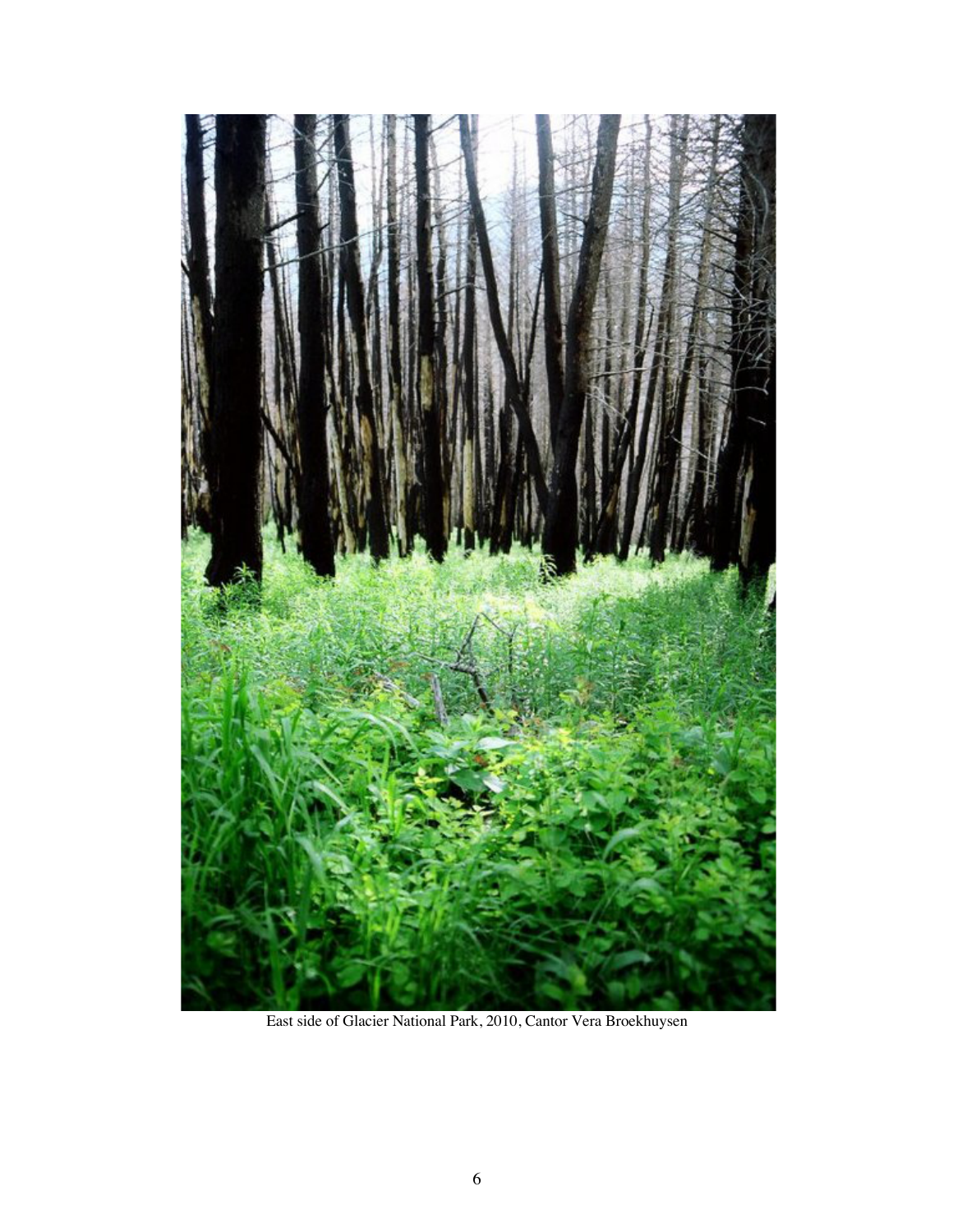East side of Glacier National Park, 2010, Cantor Vera Broekhuysen